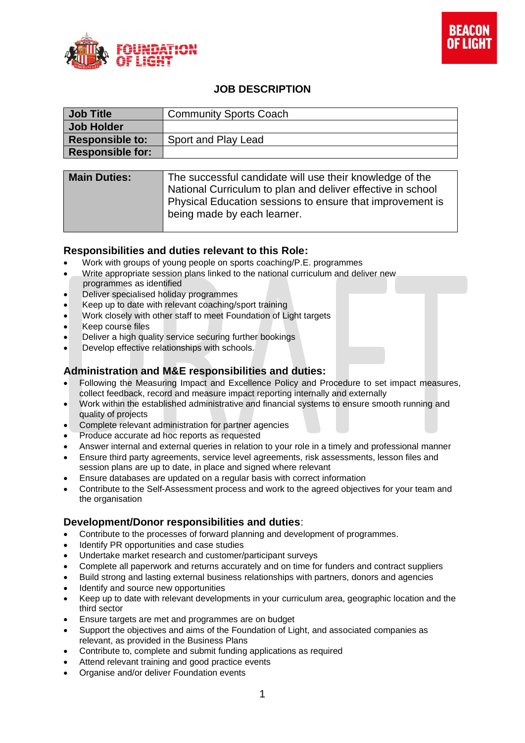# JOB DESCRIPTION

| | |
|---|---|
| **Job Title** | Community Sports Coach |
| **Job Holder** | |
| **Responsible to:** | Sport and Play Lead |
| **Responsible for:** | |

| | |
|---|---|
| **Main Duties:** | The successful candidate will use their knowledge of the National Curriculum to plan and deliver effective in school Physical Education sessions to ensure that improvement is being made by each learner. |

## Responsibilities and duties relevant to this Role:

- Work with groups of young people on sports coaching/P.E. programmes
- Write appropriate session plans linked to the national curriculum and deliver new programmes as identified
- Deliver specialised holiday programmes
- Keep up to date with relevant coaching/sport training
- Work closely with other staff to meet Foundation of Light targets
- Keep course files
- Deliver a high quality service securing further bookings
- Develop effective relationships with schools.

## Administration and M&E responsibilities and duties:

- Following the Measuring Impact and Excellence Policy and Procedure to set impact measures, collect feedback, record and measure impact reporting internally and externally
- Work within the established administrative and financial systems to ensure smooth running and quality of projects
- Complete relevant administration for partner agencies
- Produce accurate ad hoc reports as requested
- Answer internal and external queries in relation to your role in a timely and professional manner
- Ensure third party agreements, service level agreements, risk assessments, lesson files and session plans are up to date, in place and signed where relevant
- Ensure databases are updated on a regular basis with correct information
- Contribute to the Self-Assessment process and work to the agreed objectives for your team and the organisation

## Development/Donor responsibilities and duties:

- Contribute to the processes of forward planning and development of programmes.
- Identify PR opportunities and case studies
- Undertake market research and customer/participant surveys
- Complete all paperwork and returns accurately and on time for funders and contract suppliers
- Build strong and lasting external business relationships with partners, donors and agencies
- Identify and source new opportunities
- Keep up to date with relevant developments in your curriculum area, geographic location and the third sector
- Ensure targets are met and programmes are on budget
- Support the objectives and aims of the Foundation of Light, and associated companies as relevant, as provided in the Business Plans
- Contribute to, complete and submit funding applications as required
- Attend relevant training and good practice events
- Organise and/or deliver Foundation events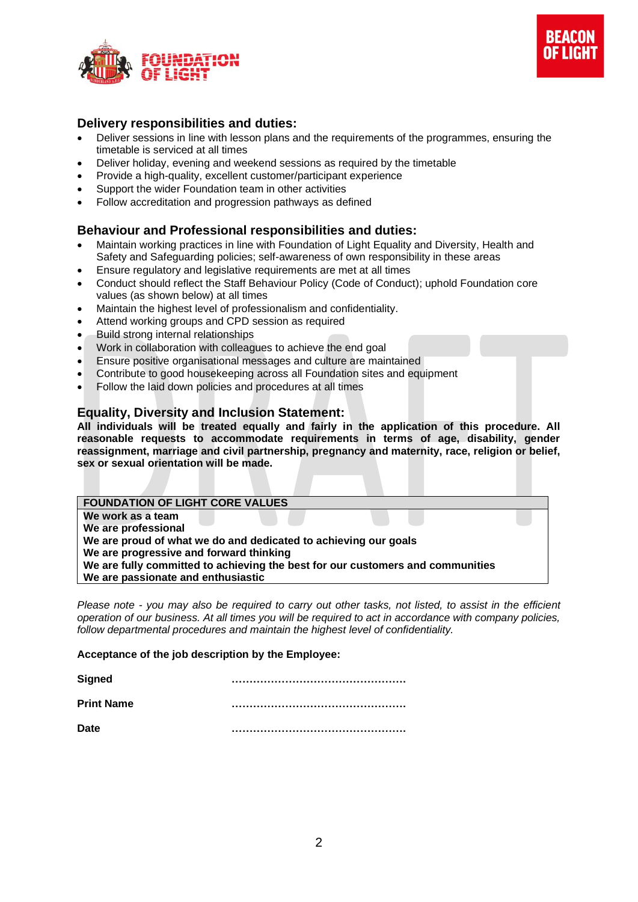## Delivery responsibilities and duties:

- Deliver sessions in line with lesson plans and the requirements of the programmes, ensuring the timetable is serviced at all times
- Deliver holiday, evening and weekend sessions as required by the timetable
- Provide a high-quality, excellent customer/participant experience
- Support the wider Foundation team in other activities
- Follow accreditation and progression pathways as defined

## Behaviour and Professional responsibilities and duties:

- Maintain working practices in line with Foundation of Light Equality and Diversity, Health and Safety and Safeguarding policies; self-awareness of own responsibility in these areas
- Ensure regulatory and legislative requirements are met at all times
- Conduct should reflect the Staff Behaviour Policy (Code of Conduct); uphold Foundation core values (as shown below) at all times
- Maintain the highest level of professionalism and confidentiality.
- Attend working groups and CPD session as required
- Build strong internal relationships
- Work in collaboration with colleagues to achieve the end goal
- Ensure positive organisational messages and culture are maintained
- Contribute to good housekeeping across all Foundation sites and equipment
- Follow the laid down policies and procedures at all times

## Equality, Diversity and Inclusion Statement:

**All individuals will be treated equally and fairly in the application of this procedure. All reasonable requests to accommodate requirements in terms of age, disability, gender reassignment, marriage and civil partnership, pregnancy and maternity, race, religion or belief, sex or sexual orientation will be made.**

| FOUNDATION OF LIGHT CORE VALUES |
|---|
| **We work as a team**<br>**We are professional**<br>**We are proud of what we do and dedicated to achieving our goals**<br>**We are progressive and forward thinking**<br>**We are fully committed to achieving the best for our customers and communities**<br>**We are passionate and enthusiastic** |

*Please note - you may also be required to carry out other tasks, not listed, to assist in the efficient operation of our business. At all times you will be required to act in accordance with company policies, follow departmental procedures and maintain the highest level of confidentiality.*

**Acceptance of the job description by the Employee:**

**Signed** ………………………………………….

**Print Name** ………………………………………….

**Date** ………………………………………….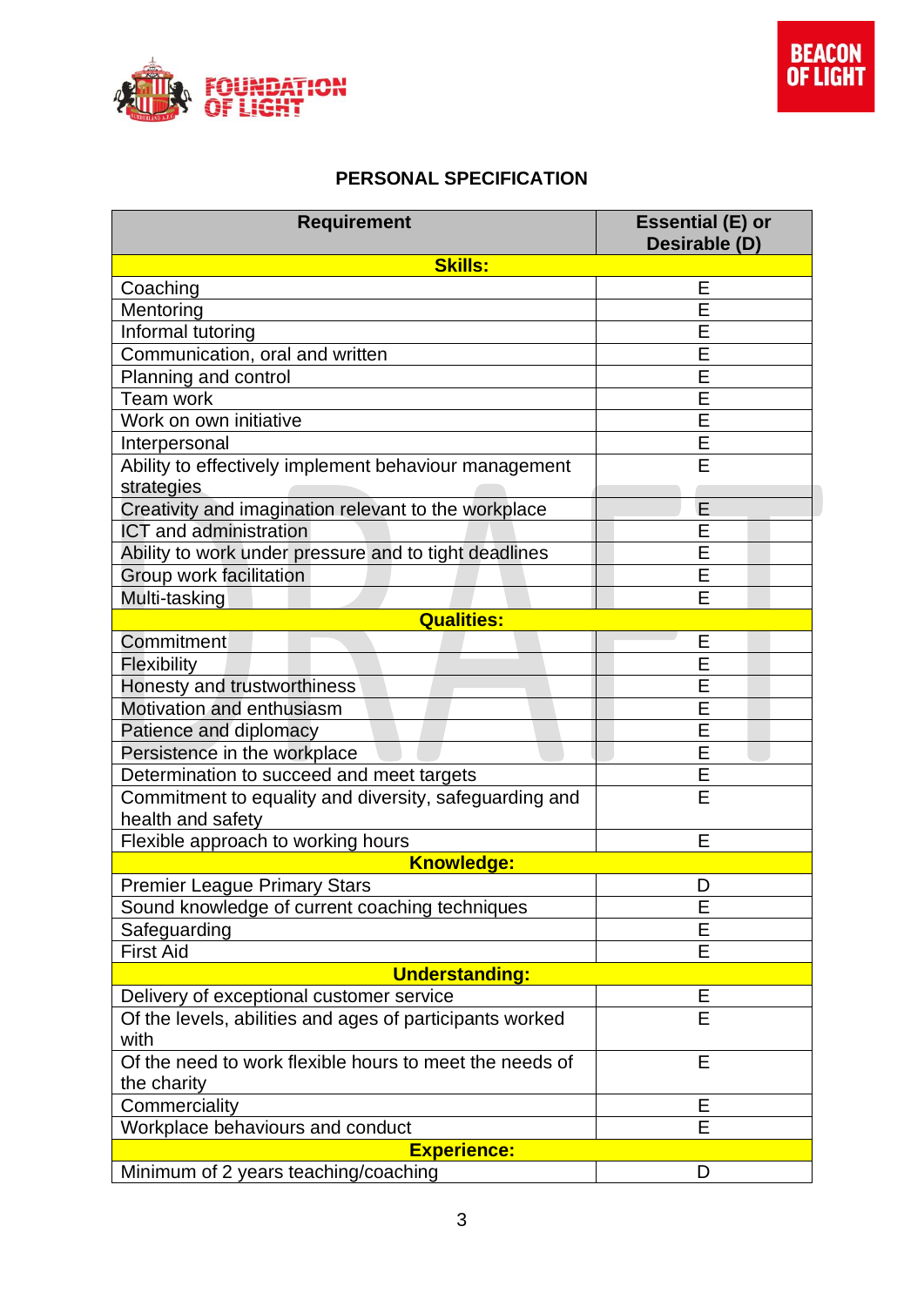## PERSONAL SPECIFICATION

| Requirement | Essential (E) or Desirable (D) |
|---|---|
| **Skills:** | |
| Coaching | E |
| Mentoring | E |
| Informal tutoring | E |
| Communication, oral and written | E |
| Planning and control | E |
| Team work | E |
| Work on own initiative | E |
| Interpersonal | E |
| Ability to effectively implement behaviour management strategies | E |
| Creativity and imagination relevant to the workplace | E |
| ICT and administration | E |
| Ability to work under pressure and to tight deadlines | E |
| Group work facilitation | E |
| Multi-tasking | E |
| **Qualities:** | |
| Commitment | E |
| Flexibility | E |
| Honesty and trustworthiness | E |
| Motivation and enthusiasm | E |
| Patience and diplomacy | E |
| Persistence in the workplace | E |
| Determination to succeed and meet targets | E |
| Commitment to equality and diversity, safeguarding and health and safety | E |
| Flexible approach to working hours | E |
| **Knowledge:** | |
| Premier League Primary Stars | D |
| Sound knowledge of current coaching techniques | E |
| Safeguarding | E |
| First Aid | E |
| **Understanding:** | |
| Delivery of exceptional customer service | E |
| Of the levels, abilities and ages of participants worked with | E |
| Of the need to work flexible hours to meet the needs of the charity | E |
| Commerciality | E |
| Workplace behaviours and conduct | E |
| **Experience:** | |
| Minimum of 2 years teaching/coaching | D |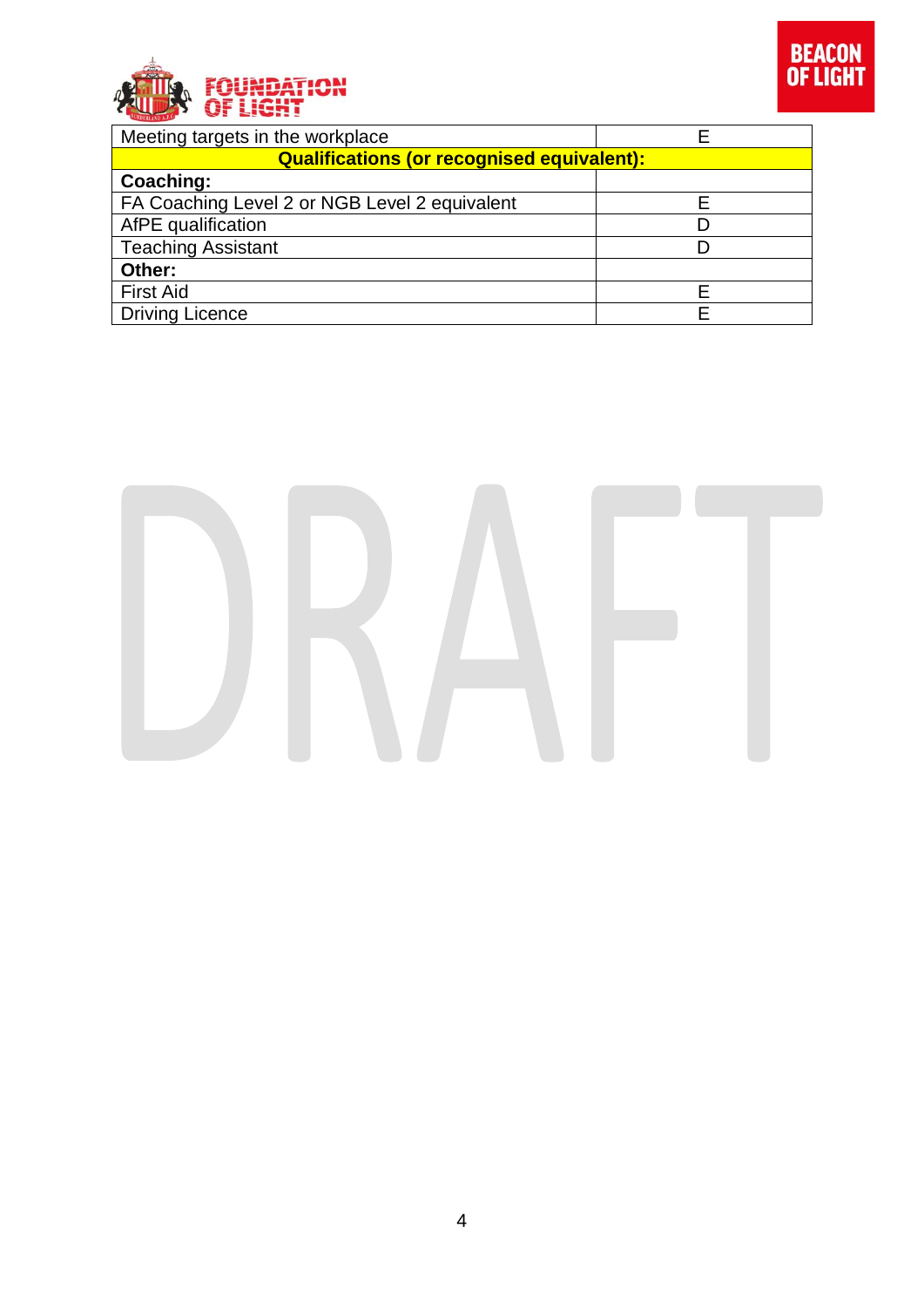| | |
|---|---|
| Meeting targets in the workplace | E |
| **Qualifications (or recognised equivalent):** | |
| **Coaching:** | |
| FA Coaching Level 2 or NGB Level 2 equivalent | E |
| AfPE qualification | D |
| Teaching Assistant | D |
| **Other:** | |
| First Aid | E |
| Driving Licence | E |

DRAFT